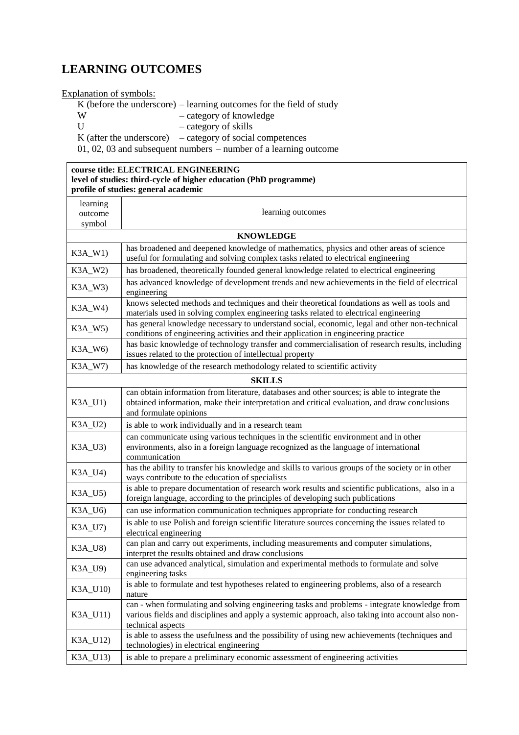# LEARNING OUTCOMES

Explanation of symbols:

- K (before the underscore) – learning outcomes for the field of study
- W – category of knowledge
- U – category of skills
- K (after the underscore) – category of social competences
- 01, 02, 03 and subsequent numbers – number of a learning outcome

| **course title: ELECTRICAL ENGINEERING**<br>**level of studies: third-cycle of higher education (PhD programme)**<br>**profile of studies: general academic** | |
|---|---|
| learning outcome symbol | learning outcomes |
| **KNOWLEDGE** | |
| K3A_W1) | has broadened and deepened knowledge of mathematics, physics and other areas of science useful for formulating and solving complex tasks related to electrical engineering |
| K3A_W2) | has broadened, theoretically founded general knowledge related to electrical engineering |
| K3A_W3) | has advanced knowledge of development trends and new achievements in the field of electrical engineering |
| K3A_W4) | knows selected methods and techniques and their theoretical foundations as well as tools and materials used in solving complex engineering tasks related to electrical engineering |
| K3A_W5) | has general knowledge necessary to understand social, economic, legal and other non-technical conditions of engineering activities and their application in engineering practice |
| K3A_W6) | has basic knowledge of technology transfer and commercialisation of research results, including issues related to the protection of intellectual property |
| K3A_W7) | has knowledge of the research methodology related to scientific activity |
| **SKILLS** | |
| K3A_U1) | can obtain information from literature, databases and other sources; is able to integrate the obtained information, make their interpretation and critical evaluation, and draw conclusions and formulate opinions |
| K3A_U2) | is able to work individually and in a research team |
| K3A_U3) | can communicate using various techniques in the scientific environment and in other environments, also in a foreign language recognized as the language of international communication |
| K3A_U4) | has the ability to transfer his knowledge and skills to various groups of the society or in other ways contribute to the education of specialists |
| K3A_U5) | is able to prepare documentation of research work results and scientific publications, also in a foreign language, according to the principles of developing such publications |
| K3A_U6) | can use information communication techniques appropriate for conducting research |
| K3A_U7) | is able to use Polish and foreign scientific literature sources concerning the issues related to electrical engineering |
| K3A_U8) | can plan and carry out experiments, including measurements and computer simulations, interpret the results obtained and draw conclusions |
| K3A_U9) | can use advanced analytical, simulation and experimental methods to formulate and solve engineering tasks |
| K3A_U10) | is able to formulate and test hypotheses related to engineering problems, also of a research nature |
| K3A_U11) | can - when formulating and solving engineering tasks and problems - integrate knowledge from various fields and disciplines and apply a systemic approach, also taking into account also non-technical aspects |
| K3A_U12) | is able to assess the usefulness and the possibility of using new achievements (techniques and technologies) in electrical engineering |
| K3A_U13) | is able to prepare a preliminary economic assessment of engineering activities |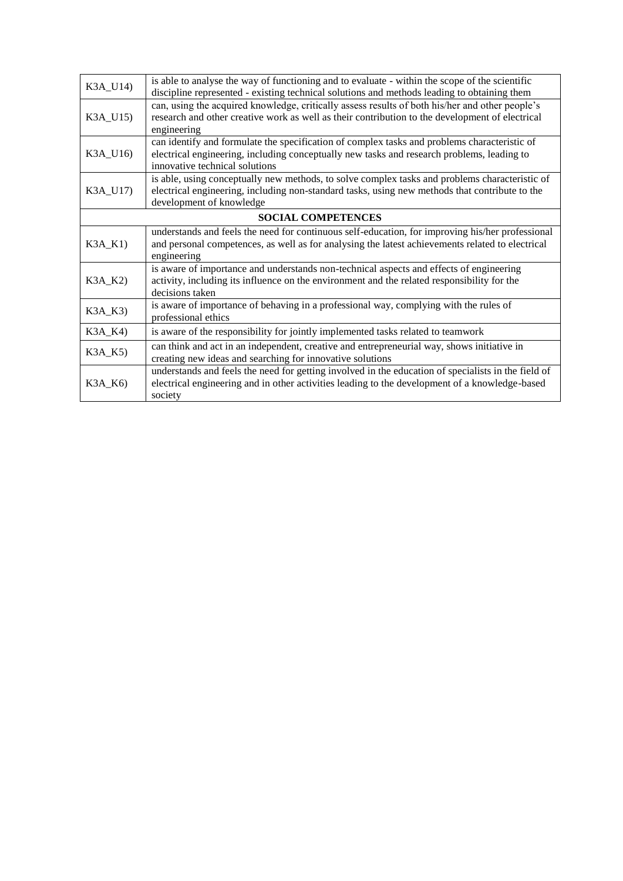| | |
|---|---|
| K3A_U14) | is able to analyse the way of functioning and to evaluate - within the scope of the scientific discipline represented - existing technical solutions and methods leading to obtaining them |
| K3A_U15) | can, using the acquired knowledge, critically assess results of both his/her and other people's research and other creative work as well as their contribution to the development of electrical engineering |
| K3A_U16) | can identify and formulate the specification of complex tasks and problems characteristic of electrical engineering, including conceptually new tasks and research problems, leading to innovative technical solutions |
| K3A_U17) | is able, using conceptually new methods, to solve complex tasks and problems characteristic of electrical engineering, including non-standard tasks, using new methods that contribute to the development of knowledge |
| **SOCIAL COMPETENCES** | |
| K3A_K1) | understands and feels the need for continuous self-education, for improving his/her professional and personal competences, as well as for analysing the latest achievements related to electrical engineering |
| K3A_K2) | is aware of importance and understands non-technical aspects and effects of engineering activity, including its influence on the environment and the related responsibility for the decisions taken |
| K3A_K3) | is aware of importance of behaving in a professional way, complying with the rules of professional ethics |
| K3A_K4) | is aware of the responsibility for jointly implemented tasks related to teamwork |
| K3A_K5) | can think and act in an independent, creative and entrepreneurial way, shows initiative in creating new ideas and searching for innovative solutions |
| K3A_K6) | understands and feels the need for getting involved in the education of specialists in the field of electrical engineering and in other activities leading to the development of a knowledge-based society |